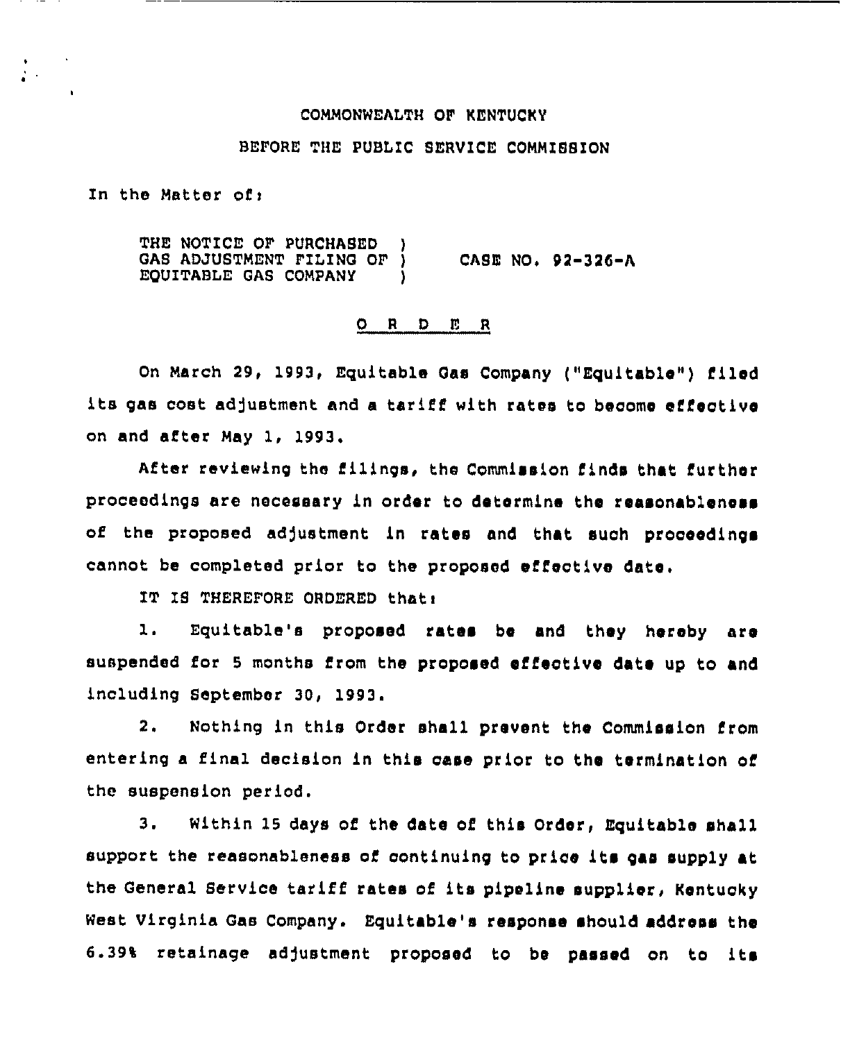COMMONWEALTH OF KENTUCKY

BEFORE THE PUBLIC SERVICE COMMISSION

In the Matter of:

THE NOTICE OF PURCHASED GAS ADJUSTMENT FILING OF EQUITABLE GAS COMPANY ) CASE NO. 92-326-A

O R D E R

On March 29, 1993, Equitable Gas Company ("Equitable") filed its gas cost adjustment and a tariff with rates to become effective on and after May 1, 1993.

After reviewing the filings, the Commission finds that further proceedings are necessary in order to determine the reasonableness of the proposed adjustment in rates and that such proceedings cannot be completed prior to the proposed effective date.

IT IS THEREFORE ORDERED that:

1. Equitable's proposed rates be and they hereby are suspended for 5 months from the proposed effective date up to and including September 30, 1993.

2. Nothing in this Order shall prevent the Commission from entering a final decision in this case prior to the termination of the suspension period.

3. Within 15 days of the date of this Order, Equitable shall support the reasonableness of continuing to price its gas supply at the General Service tariff rates of its pipeline supplier, Kentucky West Virginia Gas Company. Equitable's response should address the 6.39% retainage adjustment proposed to be passed on to its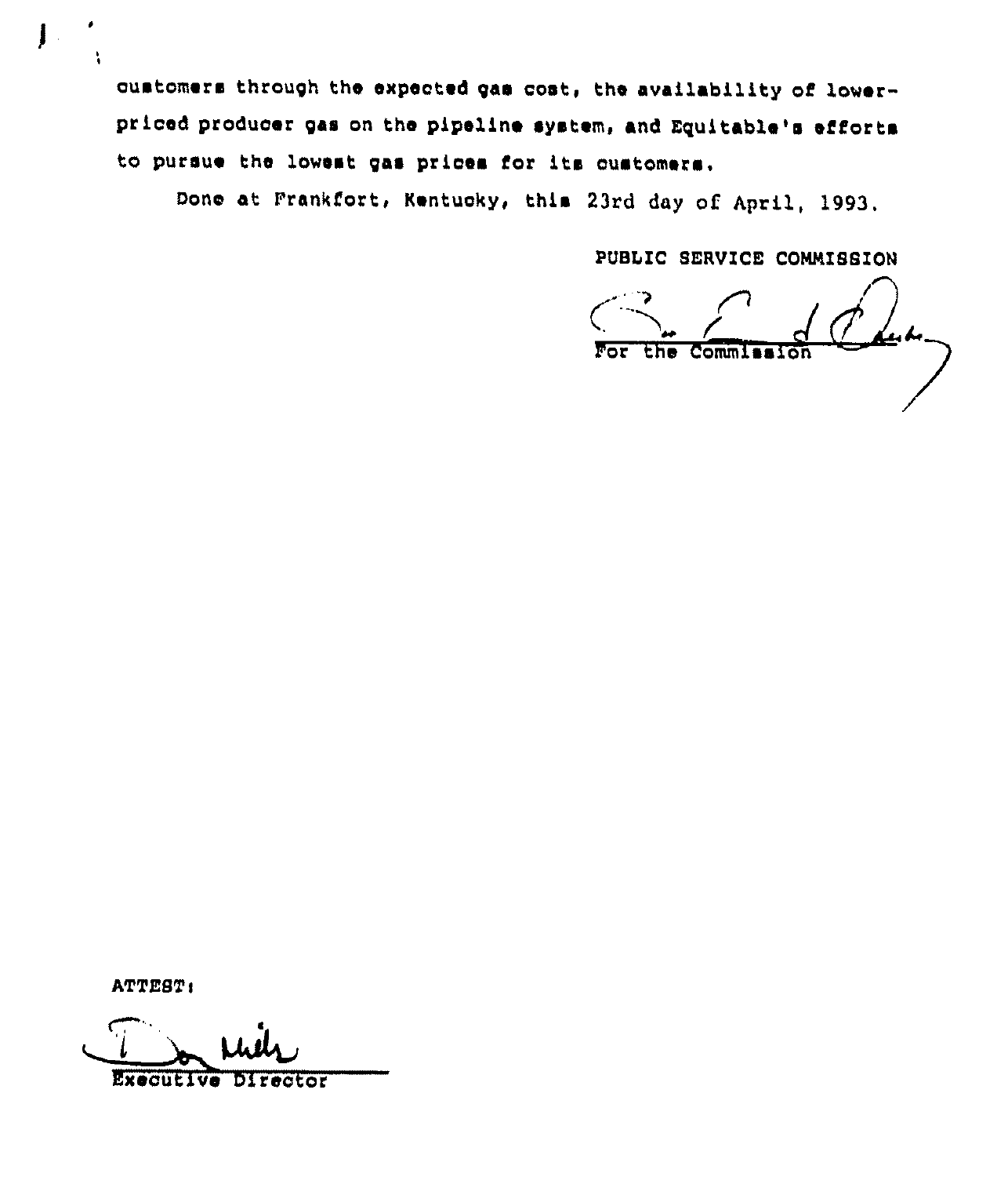customers through the expected gas cost, the availability of lower-priced producer gas on the pipeline system, and Equitable's efforts to pursue the lowest gas prices for its customers.

Done at Frankfort, Kentucky, this 23rd day of April, 1993.

PUBLIC SERVICE COMMISSION

For the Commission

ATTEST:

Executive Director